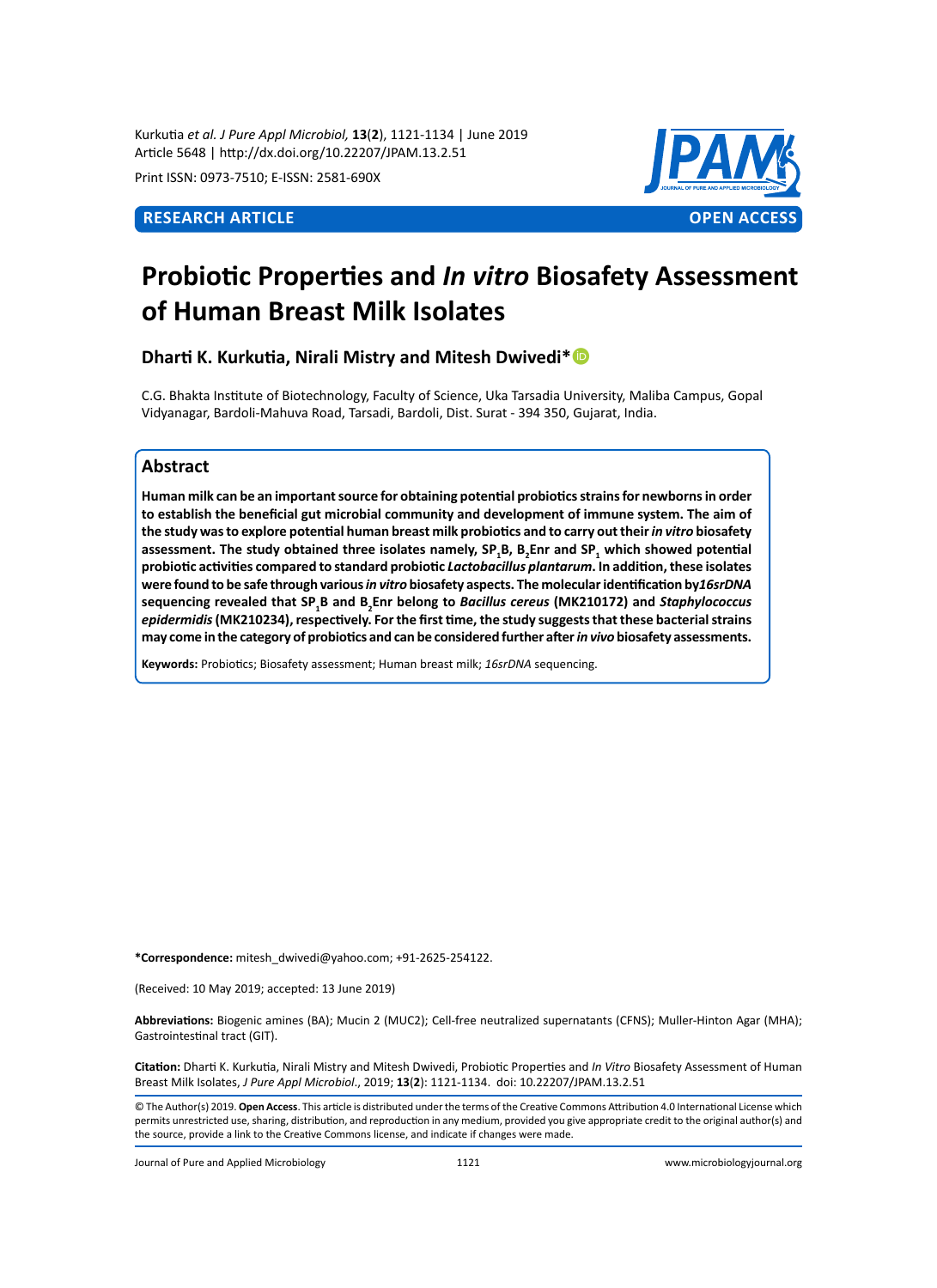**RESEARCH ARTICLE** **OPEN ACCESS**

# Probiotic Properties and *In vitro* Biosafety Assessment of Human Breast Milk Isolates

**Dharti K. Kurkutia, Nirali Mistry and Mitesh Dwivedi***

C.G. Bhakta Institute of Biotechnology, Faculty of Science, Uka Tarsadia University, Maliba Campus, Gopal Vidyanagar, Bardoli-Mahuva Road, Tarsadi, Bardoli, Dist. Surat - 394 350, Gujarat, India.

## Abstract

**Human milk can be an important source for obtaining potential probiotics strains for newborns in order to establish the beneficial gut microbial community and development of immune system. The aim of the study was to explore potential human breast milk probiotics and to carry out their *in vitro* biosafety assessment. The study obtained three isolates namely, $SP_1B$, $B_2Enr$ and $SP_1$ which showed potential probiotic activities compared to standard probiotic *Lactobacillus plantarum*. In addition, these isolates were found to be safe through various *in vitro* biosafety aspects. The molecular identification by *16srDNA* sequencing revealed that $SP_1B$ and $B_2Enr$ belong to *Bacillus cereus* (MK210172) and *Staphylococcus epidermidis* (MK210234), respectively. For the first time, the study suggests that these bacterial strains may come in the category of probiotics and can be considered further after *in vivo* biosafety assessments.**

**Keywords:** Probiotics; Biosafety assessment; Human breast milk; *16srDNA* sequencing.

**\*Correspondence:** mitesh_dwivedi@yahoo.com; +91-2625-254122.

(Received: 10 May 2019; accepted: 13 June 2019)

**Abbreviations:** Biogenic amines (BA); Mucin 2 (MUC2); Cell-free neutralized supernatants (CFNS); Muller-Hinton Agar (MHA); Gastrointestinal tract (GIT).

**Citation:** Dharti K. Kurkutia, Nirali Mistry and Mitesh Dwivedi, Probiotic Properties and *In Vitro* Biosafety Assessment of Human Breast Milk Isolates, *J Pure Appl Microbiol*., 2019; **13**(**2**): 1121-1134. doi: 10.22207/JPAM.13.2.51

© The Author(s) 2019. **Open Access**. This article is distributed under the terms of the Creative Commons Attribution 4.0 International License which permits unrestricted use, sharing, distribution, and reproduction in any medium, provided you give appropriate credit to the original author(s) and the source, provide a link to the Creative Commons license, and indicate if changes were made.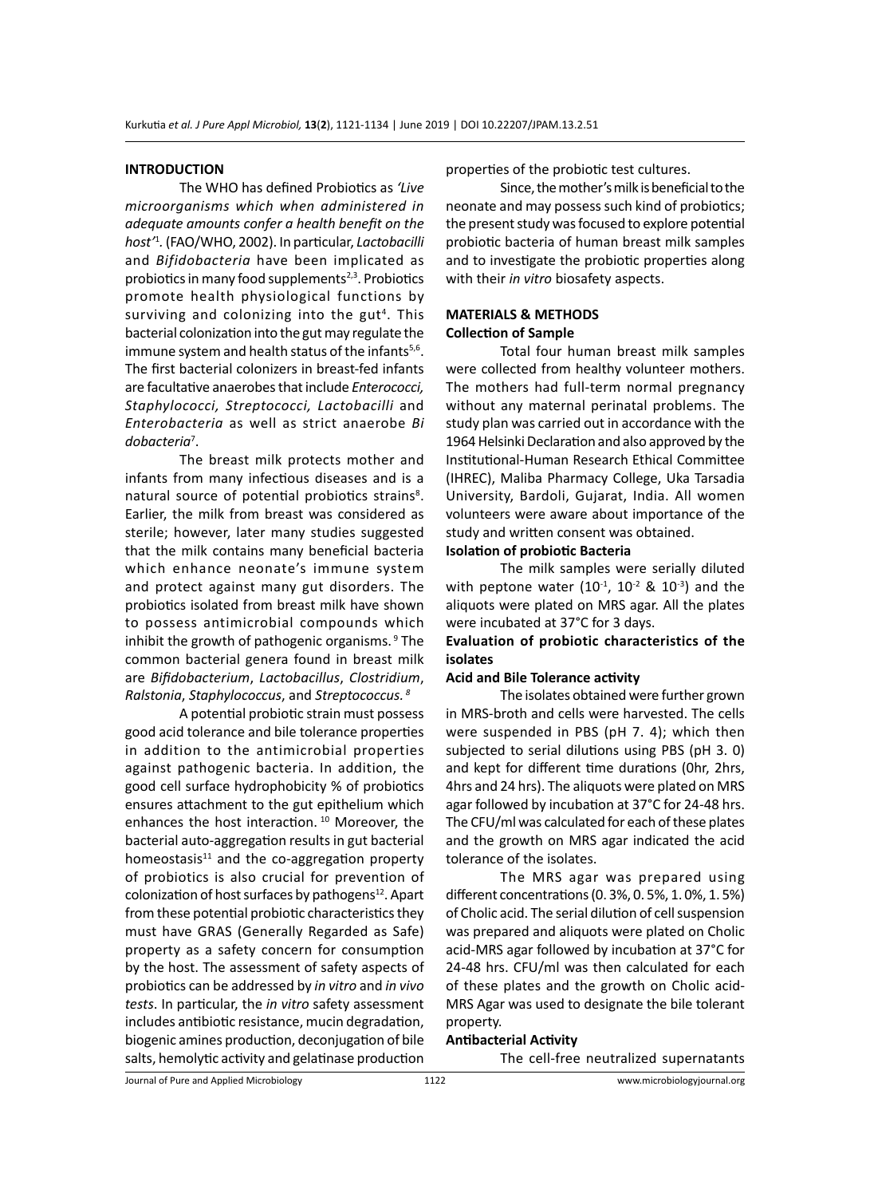## INTRODUCTION

The WHO has defined Probiotics as *'Live microorganisms which when administered in adequate amounts confer a health benefit on the host'*[1]. (FAO/WHO, 2002). In particular, *Lactobacilli* and *Bifidobacteria* have been implicated as probiotics in many food supplements[2,3]. Probiotics promote health physiological functions by surviving and colonizing into the gut[4]. This bacterial colonization into the gut may regulate the immune system and health status of the infants[5,6]. The first bacterial colonizers in breast-fed infants are facultative anaerobes that include *Enterococci, Staphylococci, Streptococci, Lactobacilli* and *Enterobacteria* as well as strict anaerobe *Bi dobacteria*[7].

The breast milk protects mother and infants from many infectious diseases and is a natural source of potential probiotics strains[8]. Earlier, the milk from breast was considered as sterile; however, later many studies suggested that the milk contains many beneficial bacteria which enhance neonate's immune system and protect against many gut disorders. The probiotics isolated from breast milk have shown to possess antimicrobial compounds which inhibit the growth of pathogenic organisms. [9] The common bacterial genera found in breast milk are *Bifidobacterium*, *Lactobacillus*, *Clostridium*, *Ralstonia*, *Staphylococcus*, and *Streptococcus.* [8]

A potential probiotic strain must possess good acid tolerance and bile tolerance properties in addition to the antimicrobial properties against pathogenic bacteria. In addition, the good cell surface hydrophobicity % of probiotics ensures attachment to the gut epithelium which enhances the host interaction. [10] Moreover, the bacterial auto-aggregation results in gut bacterial homeostasis[11] and the co-aggregation property of probiotics is also crucial for prevention of colonization of host surfaces by pathogens[12]. Apart from these potential probiotic characteristics they must have GRAS (Generally Regarded as Safe) property as a safety concern for consumption by the host. The assessment of safety aspects of probiotics can be addressed by *in vitro* and *in vivo tests*. In particular, the *in vitro* safety assessment includes antibiotic resistance, mucin degradation, biogenic amines production, deconjugation of bile salts, hemolytic activity and gelatinase production properties of the probiotic test cultures.

Since, the mother's milk is beneficial to the neonate and may possess such kind of probiotics; the present study was focused to explore potential probiotic bacteria of human breast milk samples and to investigate the probiotic properties along with their *in vitro* biosafety aspects.

## MATERIALS & METHODS

### Collection of Sample

Total four human breast milk samples were collected from healthy volunteer mothers. The mothers had full-term normal pregnancy without any maternal perinatal problems. The study plan was carried out in accordance with the 1964 Helsinki Declaration and also approved by the Institutional-Human Research Ethical Committee (IHREC), Maliba Pharmacy College, Uka Tarsadia University, Bardoli, Gujarat, India. All women volunteers were aware about importance of the study and written consent was obtained.

### Isolation of probiotic Bacteria

The milk samples were serially diluted with peptone water ($10^{-1}$, $10^{-2}$ & $10^{-3}$) and the aliquots were plated on MRS agar. All the plates were incubated at 37°C for 3 days.

### Evaluation of probiotic characteristics of the isolates

#### Acid and Bile Tolerance activity

The isolates obtained were further grown in MRS-broth and cells were harvested. The cells were suspended in PBS (pH 7. 4); which then subjected to serial dilutions using PBS (pH 3. 0) and kept for different time durations (0hr, 2hrs, 4hrs and 24 hrs). The aliquots were plated on MRS agar followed by incubation at 37°C for 24-48 hrs. The CFU/ml was calculated for each of these plates and the growth on MRS agar indicated the acid tolerance of the isolates.

The MRS agar was prepared using different concentrations (0. 3%, 0. 5%, 1. 0%, 1. 5%) of Cholic acid. The serial dilution of cell suspension was prepared and aliquots were plated on Cholic acid-MRS agar followed by incubation at 37°C for 24-48 hrs. CFU/ml was then calculated for each of these plates and the growth on Cholic acid-MRS Agar was used to designate the bile tolerant property.

#### Antibacterial Activity

The cell-free neutralized supernatants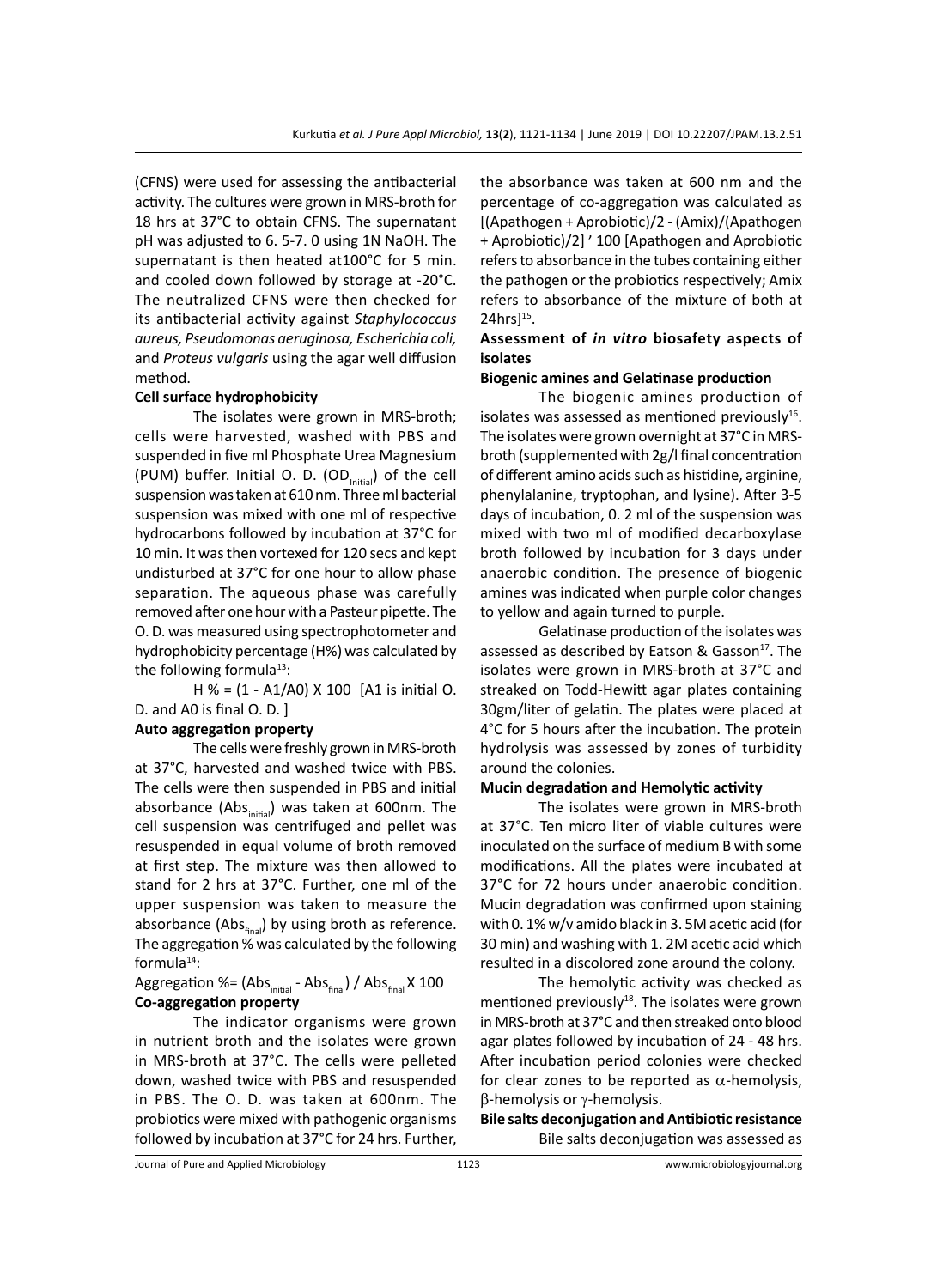(CFNS) were used for assessing the antibacterial activity. The cultures were grown in MRS-broth for 18 hrs at 37°C to obtain CFNS. The supernatant pH was adjusted to 6. 5-7. 0 using 1N NaOH. The supernatant is then heated at100°C for 5 min. and cooled down followed by storage at -20°C. The neutralized CFNS were then checked for its antibacterial activity against *Staphylococcus aureus, Pseudomonas aeruginosa, Escherichia coli,* and *Proteus vulgaris* using the agar well diffusion method.

**Cell surface hydrophobicity**

The isolates were grown in MRS-broth; cells were harvested, washed with PBS and suspended in five ml Phosphate Urea Magnesium (PUM) buffer. Initial O. D. ($OD_{Initial}$) of the cell suspension was taken at 610 nm. Three ml bacterial suspension was mixed with one ml of respective hydrocarbons followed by incubation at 37°C for 10 min. It was then vortexed for 120 secs and kept undisturbed at 37°C for one hour to allow phase separation. The aqueous phase was carefully removed after one hour with a Pasteur pipette. The O. D. was measured using spectrophotometer and hydrophobicity percentage (H%) was calculated by the following formula[13]:

$H \% = (1 - A1/A0) X 100$ [A1 is initial O. D. and A0 is final O. D. ]

**Auto aggregation property**

The cells were freshly grown in MRS-broth at 37°C, harvested and washed twice with PBS. The cells were then suspended in PBS and initial absorbance ($Abs_{initial}$) was taken at 600nm. The cell suspension was centrifuged and pellet was resuspended in equal volume of broth removed at first step. The mixture was then allowed to stand for 2 hrs at 37°C. Further, one ml of the upper suspension was taken to measure the absorbance ($Abs_{final}$) by using broth as reference. The aggregation % was calculated by the following formula[14]:

Aggregation %= $(Abs_{initial} - Abs_{final}) / Abs_{final} X 100$

**Co-aggregation property**

The indicator organisms were grown in nutrient broth and the isolates were grown in MRS-broth at 37°C. The cells were pelleted down, washed twice with PBS and resuspended in PBS. The O. D. was taken at 600nm. The probiotics were mixed with pathogenic organisms followed by incubation at 37°C for 24 hrs. Further, the absorbance was taken at 600 nm and the percentage of co-aggregation was calculated as [(Apathogen + Aprobiotic)/2 - (Amix)/(Apathogen + Aprobiotic)/2] ′ 100 [Apathogen and Aprobiotic refers to absorbance in the tubes containing either the pathogen or the probiotics respectively; Amix refers to absorbance of the mixture of both at 24hrs][15].

### Assessment of *in vitro* biosafety aspects of isolates

**Biogenic amines and Gelatinase production**

The biogenic amines production of isolates was assessed as mentioned previously[16]. The isolates were grown overnight at 37°C in MRS-broth (supplemented with 2g/l final concentration of different amino acids such as histidine, arginine, phenylalanine, tryptophan, and lysine). After 3-5 days of incubation, 0. 2 ml of the suspension was mixed with two ml of modified decarboxylase broth followed by incubation for 3 days under anaerobic condition. The presence of biogenic amines was indicated when purple color changes to yellow and again turned to purple.

Gelatinase production of the isolates was assessed as described by Eatson & Gasson[17]. The isolates were grown in MRS-broth at 37°C and streaked on Todd-Hewitt agar plates containing 30gm/liter of gelatin. The plates were placed at 4°C for 5 hours after the incubation. The protein hydrolysis was assessed by zones of turbidity around the colonies.

**Mucin degradation and Hemolytic activity**

The isolates were grown in MRS-broth at 37°C. Ten micro liter of viable cultures were inoculated on the surface of medium B with some modifications. All the plates were incubated at 37°C for 72 hours under anaerobic condition. Mucin degradation was confirmed upon staining with 0. 1% w/v amido black in 3. 5M acetic acid (for 30 min) and washing with 1. 2M acetic acid which resulted in a discolored zone around the colony.

The hemolytic activity was checked as mentioned previously[18]. The isolates were grown in MRS-broth at 37°C and then streaked onto blood agar plates followed by incubation of 24 - 48 hrs. After incubation period colonies were checked for clear zones to be reported as $\alpha$-hemolysis, $\beta$-hemolysis or $\gamma$-hemolysis.

**Bile salts deconjugation and Antibiotic resistance**

Bile salts deconjugation was assessed as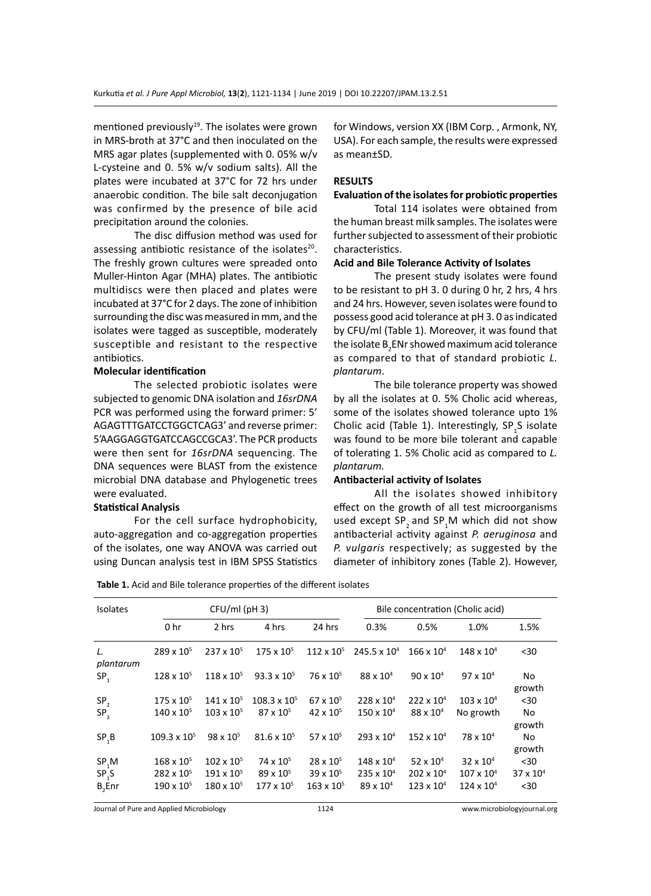mentioned previously[19]. The isolates were grown in MRS-broth at 37°C and then inoculated on the MRS agar plates (supplemented with 0. 05% w/v L-cysteine and 0. 5% w/v sodium salts). All the plates were incubated at 37°C for 72 hrs under anaerobic condition. The bile salt deconjugation was confirmed by the presence of bile acid precipitation around the colonies.

The disc diffusion method was used for assessing antibiotic resistance of the isolates[20]. The freshly grown cultures were spreaded onto Muller-Hinton Agar (MHA) plates. The antibiotic multidiscs were then placed and plates were incubated at 37°C for 2 days. The zone of inhibition surrounding the disc was measured in mm, and the isolates were tagged as susceptible, moderately susceptible and resistant to the respective antibiotics.

### Molecular identification

The selected probiotic isolates were subjected to genomic DNA isolation and *16srDNA* PCR was performed using the forward primer: 5' AGAGTTTGATCCTGGCTCAG3' and reverse primer: 5'AAGGAGGTGATCCAGCCGCA3'. The PCR products were then sent for *16srDNA* sequencing. The DNA sequences were BLAST from the existence microbial DNA database and Phylogenetic trees were evaluated.

### Statistical Analysis

For the cell surface hydrophobicity, auto-aggregation and co-aggregation properties of the isolates, one way ANOVA was carried out using Duncan analysis test in IBM SPSS Statistics for Windows, version XX (IBM Corp. , Armonk, NY, USA). For each sample, the results were expressed as mean±SD.

## RESULTS

### Evaluation of the isolates for probiotic properties

Total 114 isolates were obtained from the human breast milk samples. The isolates were further subjected to assessment of their probiotic characteristics.

### Acid and Bile Tolerance Activity of Isolates

The present study isolates were found to be resistant to pH 3. 0 during 0 hr, 2 hrs, 4 hrs and 24 hrs. However, seven isolates were found to possess good acid tolerance at pH 3. 0 as indicated by CFU/ml (Table 1). Moreover, it was found that the isolate $B_2$ENr showed maximum acid tolerance as compared to that of standard probiotic *L. plantarum*.

The bile tolerance property was showed by all the isolates at 0. 5% Cholic acid whereas, some of the isolates showed tolerance upto 1% Cholic acid (Table 1). Interestingly, $SP_1$S isolate was found to be more bile tolerant and capable of tolerating 1. 5% Cholic acid as compared to *L. plantarum.*

### Antibacterial activity of Isolates

All the isolates showed inhibitory effect on the growth of all test microorganisms used except $SP_2$ and $SP_1$M which did not show antibacterial activity against *P. aeruginosa* and *P. vulgaris* respectively; as suggested by the diameter of inhibitory zones (Table 2). However,

**Table 1.** Acid and Bile tolerance properties of the different isolates

| Isolates | CFU/ml (pH 3) | | | | Bile concentration (Cholic acid) | | | |
|---|---|---|---|---|---|---|---|---|
| | 0 hr | 2 hrs | 4 hrs | 24 hrs | 0.3% | 0.5% | 1.0% | 1.5% |
| *L. plantarum* | $289 \times 10^5$ | $237 \times 10^5$ | $175 \times 10^5$ | $112 \times 10^5$ | $245.5 \times 10^4$ | $166 \times 10^4$ | $148 \times 10^4$ | <30 |
| $SP_1$ | $128 \times 10^5$ | $118 \times 10^5$ | $93.3 \times 10^5$ | $76 \times 10^5$ | $88 \times 10^4$ | $90 \times 10^4$ | $97 \times 10^4$ | No growth |
| $SP_2$ | $175 \times 10^5$ | $141 \times 10^5$ | $108.3 \times 10^5$ | $67 \times 10^5$ | $228 \times 10^4$ | $222 \times 10^4$ | $103 \times 10^4$ | <30 |
| $SP_3$ | $140 \times 10^5$ | $103 \times 10^5$ | $87 \times 10^5$ | $42 \times 10^5$ | $150 \times 10^4$ | $88 \times 10^4$ | No growth | No growth |
| $SP_1$B | $109.3 \times 10^5$ | $98 \times 10^5$ | $81.6 \times 10^5$ | $57 \times 10^5$ | $293 \times 10^4$ | $152 \times 10^4$ | $78 \times 10^4$ | No growth |
| $SP_1$M | $168 \times 10^5$ | $102 \times 10^5$ | $74 \times 10^5$ | $28 \times 10^5$ | $148 \times 10^4$ | $52 \times 10^4$ | $32 \times 10^4$ | <30 |
| $SP_1$S | $282 \times 10^5$ | $191 \times 10^5$ | $89 \times 10^5$ | $39 \times 10^5$ | $235 \times 10^4$ | $202 \times 10^4$ | $107 \times 10^4$ | $37 \times 10^4$ |
| $B_2$Enr | $190 \times 10^5$ | $180 \times 10^5$ | $177 \times 10^5$ | $163 \times 10^5$ | $89 \times 10^4$ | $123 \times 10^4$ | $124 \times 10^4$ | <30 |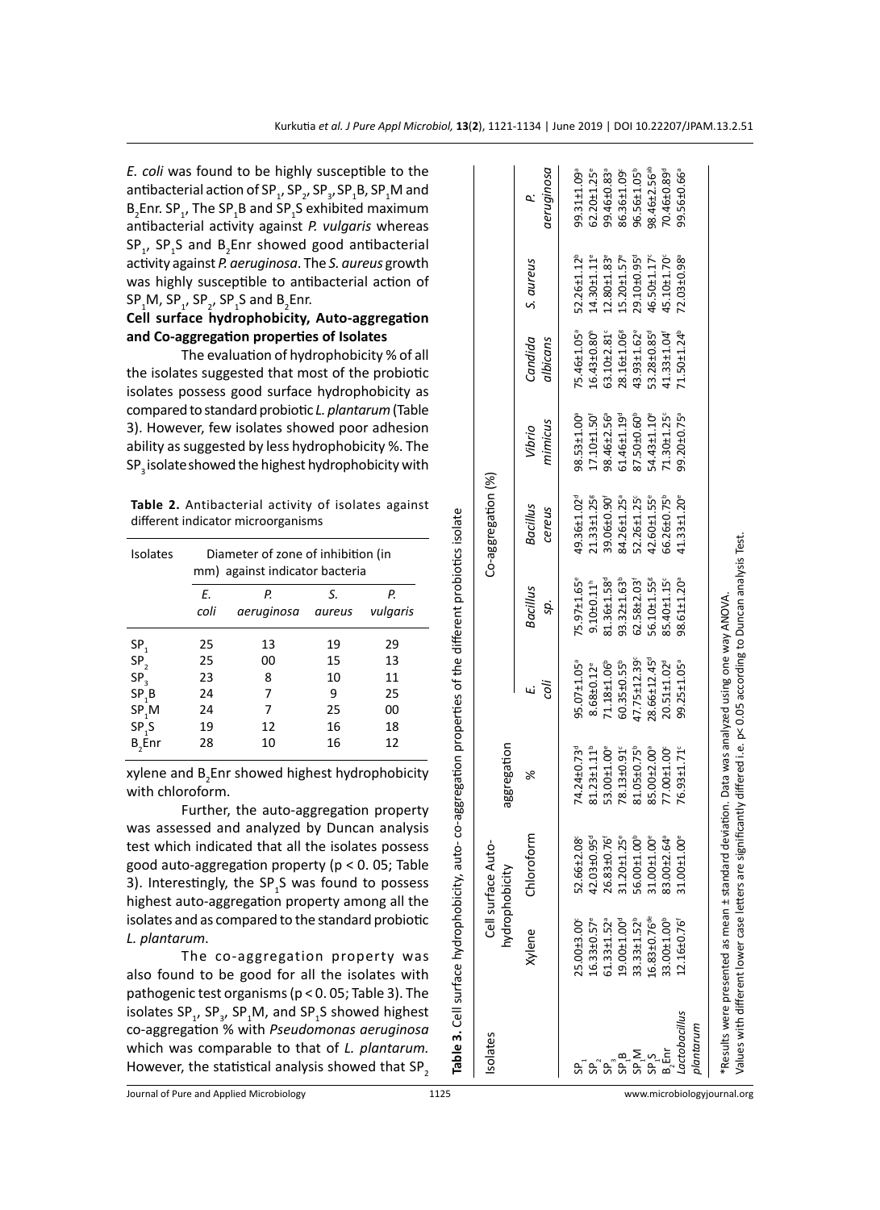*E. coli* was found to be highly susceptible to the antibacterial action of $SP_1$, $SP_2$, $SP_3$, $SP_1B$, $SP_1M$ and $B_2Enr$. $SP_1$, The $SP_1B$ and $SP_1S$ exhibited maximum antibacterial activity against *P. vulgaris* whereas $SP_1$, $SP_1S$ and $B_2Enr$ showed good antibacterial activity against *P. aeruginosa*. The *S. aureus* growth was highly susceptible to antibacterial action of $SP_1M$, $SP_1$, $SP_2$, $SP_1S$ and $B_2Enr$.

**Cell surface hydrophobicity, Auto-aggregation and Co-aggregation properties of Isolates**

The evaluation of hydrophobicity % of all the isolates suggested that most of the probiotic isolates possess good surface hydrophobicity as compared to standard probiotic *L. plantarum* (Table 3). However, few isolates showed poor adhesion ability as suggested by less hydrophobicity %. The $SP_3$ isolate showed the highest hydrophobicity with xylene and $B_2Enr$ showed highest hydrophobicity with chloroform.

Further, the auto-aggregation property was assessed and analyzed by Duncan analysis test which indicated that all the isolates possess good auto-aggregation property ($p < 0.05$; Table 3). Interestingly, the $SP_1S$ was found to possess highest auto-aggregation property among all the isolates and as compared to the standard probiotic *L. plantarum*.

The co-aggregation property was also found to be good for all the isolates with pathogenic test organisms ($p < 0.05$; Table 3). The isolates $SP_1$, $SP_3$, $SP_1M$, and $SP_1S$ showed highest co-aggregation % with *Pseudomonas aeruginosa* which was comparable to that of *L. plantarum.* However, the statistical analysis showed that $SP_2$

**Table 2.** Antibacterial activity of isolates against different indicator microorganisms

| Isolates | Diameter of zone of inhibition (in mm) against indicator bacteria | | | |
|---|---|---|---|---|
| | *E. coli* | *P. aeruginosa* | *S. aureus* | *P. vulgaris* |
| $SP_1$ | 25 | 13 | 19 | 29 |
| $SP_2$ | 25 | 00 | 15 | 13 |
| $SP_3$ | 23 | 8 | 10 | 11 |
| $SP_1B$ | 24 | 7 | 9 | 25 |
| $SP_1M$ | 24 | 7 | 25 | 00 |
| $SP_1S$ | 19 | 12 | 16 | 18 |
| $B_2Enr$ | 28 | 10 | 16 | 12 |

**Table 3.** Cell surface hydrophobicity, auto- co-aggregation properties of the different probiotics isolate

| Isolates | Cell surface hydrophobicity | | Auto-aggregation | Co-aggregation (%) | | | | | | |
|---|---|---|---|---|---|---|---|---|---|---|
| | Xylene | Chloroform | % | *E. coli* | *Bacillus sp.* | *Bacillus cereus* | *Vibrio mimicus* | *Candida albicans* | *S. aureus* | *P. aeruginosa* |
| $SP_1$ | 25.00±3.00[c] | 52.66±2.08[c] | 74.24±0.73[d] | 95.07±1.05[a] | 75.97±1.65[e] | 49.36±1.02[d] | 98.53±1.00[a] | 75.46±1.05[a] | 52.26±1.12[b] | 99.31±1.09[a] |
| $SP_2$ | 16.33±0.57[e] | 42.03±0.95[d] | 81.23±1.11[b] | 8.68±0.12[e] | 9.10±0.11[h] | 21.33±1.25[g] | 17.10±1.50[f] | 16.43±0.80[h] | 14.30±1.11[e] | 62.20±1.25[e] |
| $SP_3$ | 61.33±1.52[a] | 26.83±0.76[f] | 53.00±1.00[e] | 71.18±1.06[b] | 81.36±1.58[d] | 39.06±0.90[f] | 98.46±2.56[a] | 63.10±2.81[c] | 12.80±1.83[e] | 99.46±0.83[a] |
| $SP_1B$ | 19.00±1.00[d] | 31.20±1.25[e] | 78.13±0.91[c] | 60.35±0.55[b] | 93.32±1.63[b] | 84.26±1.25[a] | 61.46±1.19[d] | 28.16±1.06[g] | 15.20±1.57[e] | 86.36±1.09[c] |
| $SP_1M$ | 33.33±1.52[b] | 56.00±1.00[b] | 81.05±0.75[b] | 47.75±12.39[c] | 62.58±2.03[f] | 52.26±1.25[c] | 87.50±0.60[b] | 43.93±1.62[e] | 29.10±0.95[d] | 96.56±1.05[b] |
| $SP_1S$ | 16.83±0.76[de] | 31.00±1.00[e] | 85.00±2.00[a] | 28.66±12.45[d] | 56.10±1.55[g] | 42.60±1.55[e] | 54.43±1.10[e] | 53.28±0.85[d] | 46.50±1.17[c] | 98.46±2.56[ab] |
| $B_2Enr$ | 33.00±1.00[b] | 83.00±2.64[a] | 77.00±1.00[c] | 20.51±1.02[d] | 85.40±1.15[c] | 66.26±0.75[b] | 71.30±1.25[c] | 41.33±1.04[f] | 45.10±1.70[c] | 70.46±0.89[d] |
| *Lactobacillus plantarum* | 12.16±0.76[f] | 31.00±1.00[e] | 76.93±1.71[c] | 99.25±1.05[a] | 98.61±1.20[a] | 41.33±1.20[e] | 99.20±0.75[a] | 71.50±1.24[b] | 72.03±0.98[a] | 99.56±0.66[a] |

*Results were presented as mean ± standard deviation. Data was analyzed using one way ANOVA.
Values with different lower case letters are significantly differed i.e. p< 0.05 according to Duncan analysis Test.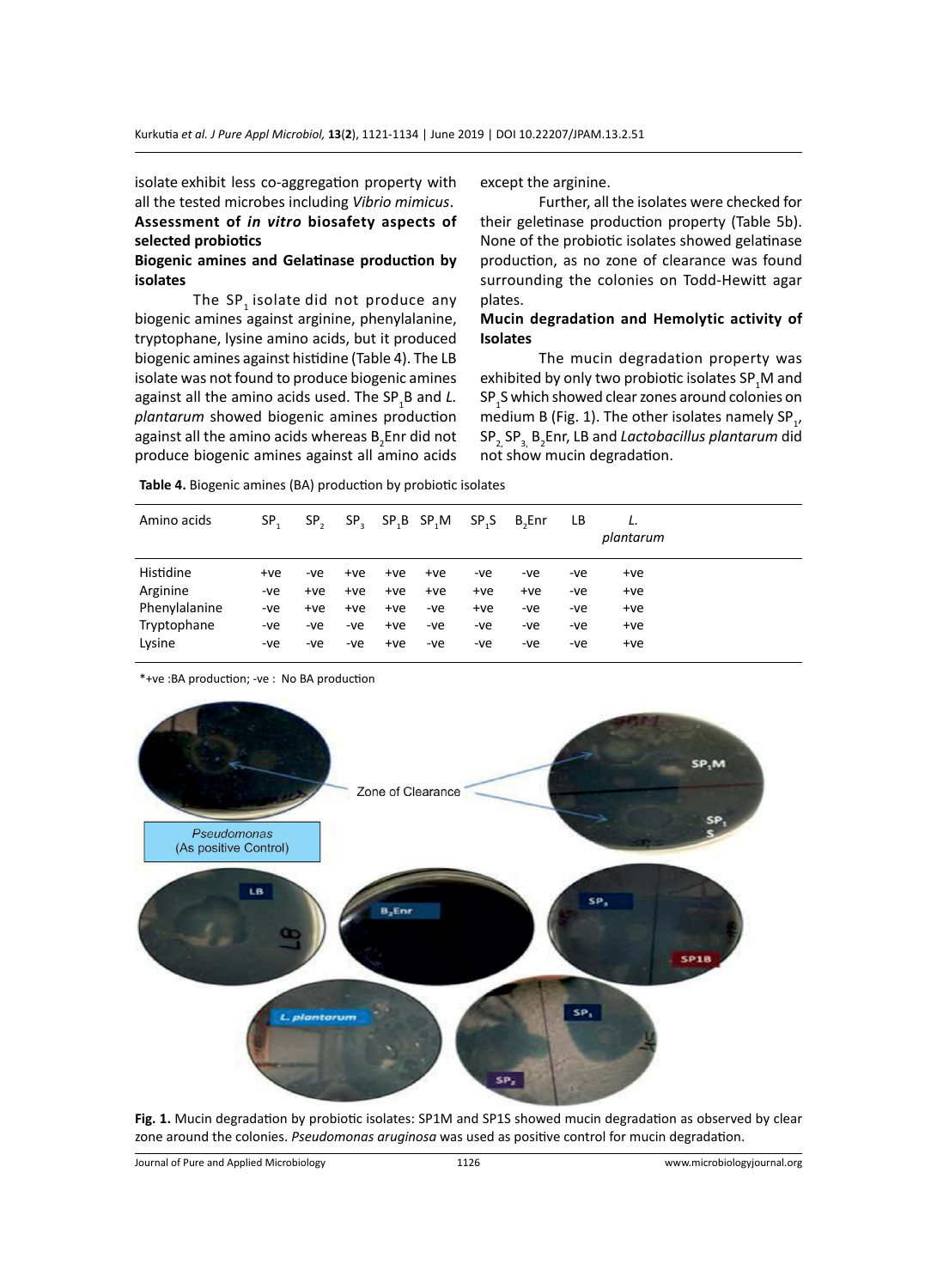isolate exhibit less co-aggregation property with all the tested microbes including *Vibrio mimicus*.

**Assessment of *in vitro* biosafety aspects of selected probiotics**

**Biogenic amines and Gelatinase production by isolates**

The $SP_1$ isolate did not produce any biogenic amines against arginine, phenylalanine, tryptophane, lysine amino acids, but it produced biogenic amines against histidine (Table 4). The LB isolate was not found to produce biogenic amines against all the amino acids used. The $SP_1B$ and *L. plantarum* showed biogenic amines production against all the amino acids whereas $B_2Enr$ did not produce biogenic amines against all amino acids except the arginine.

Further, all the isolates were checked for their geletinase production property (Table 5b). None of the probiotic isolates showed gelatinase production, as no zone of clearance was found surrounding the colonies on Todd-Hewitt agar plates.

**Mucin degradation and Hemolytic activity of Isolates**

The mucin degradation property was exhibited by only two probiotic isolates $SP_1M$ and $SP_1S$ which showed clear zones around colonies on medium B (Fig. 1). The other isolates namely $SP_1$, $SP_2$, $SP_3$, $B_2Enr$, LB and *Lactobacillus plantarum* did not show mucin degradation.

**Table 4.** Biogenic amines (BA) production by probiotic isolates

| Amino acids | $SP_1$ | $SP_2$ | $SP_3$ | $SP_1B$ | $SP_1M$ | $SP_1S$ | $B_2Enr$ | LB | *L. plantarum* |
|---|---|---|---|---|---|---|---|---|---|
| Histidine | +ve | -ve | +ve | +ve | +ve | -ve | -ve | -ve | +ve |
| Arginine | -ve | +ve | +ve | +ve | +ve | +ve | +ve | -ve | +ve |
| Phenylalanine | -ve | +ve | +ve | +ve | -ve | +ve | -ve | -ve | +ve |
| Tryptophane | -ve | -ve | -ve | +ve | -ve | -ve | -ve | -ve | +ve |
| Lysine | -ve | -ve | -ve | +ve | -ve | -ve | -ve | -ve | +ve |

*+ve :BA production; -ve : No BA production

**Fig. 1.** Mucin degradation by probiotic isolates: SP1M and SP1S showed mucin degradation as observed by clear zone around the colonies. *Pseudomonas aruginosa* was used as positive control for mucin degradation.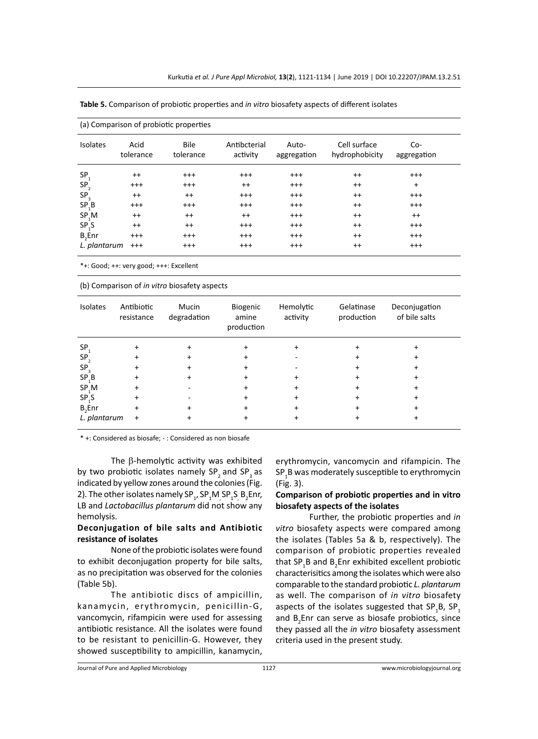**Table 5.** Comparison of probiotic properties and *in vitro* biosafety aspects of different isolates

(a) Comparison of probiotic properties

| Isolates | Acid tolerance | Bile tolerance | Antibcterial activity | Auto-aggregation | Cell surface hydrophobicity | Co-aggregation |
|---|---|---|---|---|---|---|
| $SP_1$ | ++ | +++ | +++ | +++ | ++ | +++ |
| $SP_2$ | +++ | +++ | ++ | +++ | ++ | + |
| $SP_3$ | ++ | ++ | +++ | +++ | ++ | +++ |
| $SP_1B$ | +++ | +++ | +++ | +++ | ++ | +++ |
| $SP_1M$ | ++ | ++ | ++ | +++ | ++ | ++ |
| $SP_1S$ | ++ | ++ | +++ | +++ | ++ | +++ |
| $B_2Enr$ | +++ | +++ | +++ | +++ | ++ | +++ |
| *L. plantarum* | +++ | +++ | +++ | +++ | ++ | +++ |

*+: Good; ++: very good; +++: Excellent

(b) Comparison of *in vitro* biosafety aspects

| Isolates | Antibiotic resistance | Mucin degradation | Biogenic amine production | Hemolytic activity | Gelatinase production | Deconjugation of bile salts |
|---|---|---|---|---|---|---|
| $SP_1$ | + | + | + | + | + | + |
| $SP_2$ | + | + | + | - | + | + |
| $SP_3$ | + | + | + | - | + | + |
| $SP_1B$ | + | + | + | + | + | + |
| $SP_1M$ | + | - | + | + | + | + |
| $SP_1S$ | + | - | + | + | + | + |
| $B_2Enr$ | + | + | + | + | + | + |
| *L. plantarum* | + | + | + | + | + | + |

* +: Considered as biosafe; - : Considered as non biosafe

The β-hemolytic activity was exhibited by two probiotic isolates namely $SP_2$ and $SP_3$ as indicated by yellow zones around the colonies (Fig. 2). The other isolates namely $SP_1$, $SP_1M$, $SP_1S$, $B_2Enr$, LB and *Lactobacillus plantarum* did not show any hemolysis.

**Deconjugation of bile salts and Antibiotic resistance of isolates**

None of the probiotic isolates were found to exhibit deconjugation property for bile salts, as no precipitation was observed for the colonies (Table 5b).

The antibiotic discs of ampicillin, kanamycin, erythromycin, penicillin-G, vancomycin, rifampicin were used for assessing antibiotic resistance. All the isolates were found to be resistant to penicillin-G. However, they showed susceptibility to ampicillin, kanamycin, erythromycin, vancomycin and rifampicin. The $SP_1B$ was moderately susceptible to erythromycin (Fig. 3).

**Comparison of probiotic properties and in vitro biosafety aspects of the isolates**

Further, the probiotic properties and *in vitro* biosafety aspects were compared among the isolates (Tables 5a & b, respectively). The comparison of probiotic properties revealed that $SP_1B$ and $B_2Enr$ exhibited excellent probiotic characterisitics among the isolates which were also comparable to the standard probiotic *L. plantarum* as well. The comparison of *in vitro* biosafety aspects of the isolates suggested that $SP_1B$, $SP_1$ and $B_2Enr$ can serve as biosafe probiotics, since they passed all the *in vitro* biosafety assessment criteria used in the present study.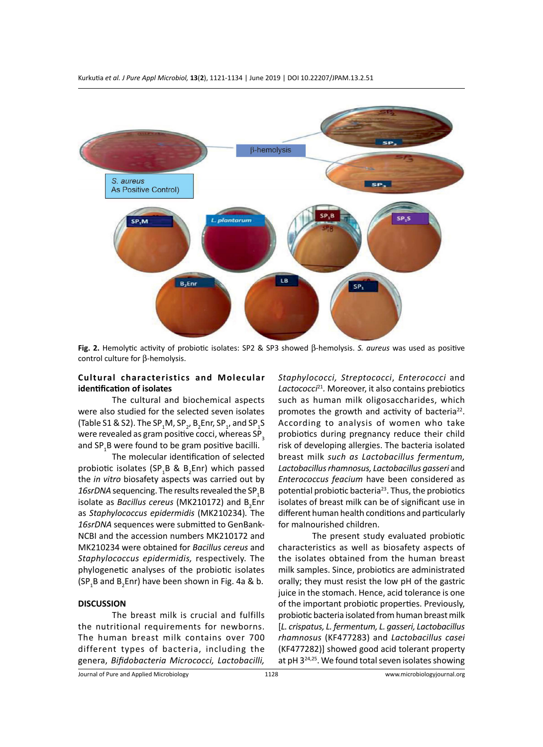Fig. 2. Hemolytic activity of probiotic isolates: SP2 & SP3 showed β-hemolysis. *S. aureus* was used as positive control culture for β-hemolysis.

**Cultural characteristics and Molecular identification of isolates**

The cultural and biochemical aspects were also studied for the selected seven isolates (Table S1 & S2). The $SP_1M$, $SP_2$, $B_2Enr$, $SP_1$, and $SP_1S$ were revealed as gram positive cocci, whereas $SP_3$ and $SP_1B$ were found to be gram positive bacilli.

The molecular identification of selected probiotic isolates ($SP_1B$ & $B_2Enr$) which passed the *in vitro* biosafety aspects was carried out by *16srDNA* sequencing. The results revealed the $SP_1B$ isolate as *Bacillus cereus* (MK210172) and $B_2Enr$ as *Staphylococcus epidermidis* (MK210234). The *16srDNA* sequences were submitted to GenBank-NCBI and the accession numbers MK210172 and MK210234 were obtained for *Bacillus cereus* and *Staphylococcus epidermidis,* respectively. The phylogenetic analyses of the probiotic isolates ($SP_1B$ and $B_2Enr$) have been shown in Fig. 4a & b.

## DISCUSSION

The breast milk is crucial and fulfills the nutritional requirements for newborns. The human breast milk contains over 700 different types of bacteria, including the genera, *Bifidobacteria Micrococci, Lactobacilli, Staphylococci, Streptococci*, *Enterococci* and *Lactococci*[21]. Moreover, it also contains prebiotics such as human milk oligosaccharides, which promotes the growth and activity of bacteria[22]. According to analysis of women who take probiotics during pregnancy reduce their child risk of developing allergies. The bacteria isolated breast milk *such as Lactobacillus fermentum, Lactobacillus rhamnosus, Lactobacillus gasseri* and *Enterococcus feacium* have been considered as potential probiotic bacteria[23]. Thus, the probiotics isolates of breast milk can be of significant use in different human health conditions and particularly for malnourished children.

The present study evaluated probiotic characteristics as well as biosafety aspects of the isolates obtained from the human breast milk samples. Since, probiotics are administrated orally; they must resist the low pH of the gastric juice in the stomach. Hence, acid tolerance is one of the important probiotic properties. Previously, probiotic bacteria isolated from human breast milk [*L. crispatus, L. fermentum, L. gasseri, Lactobacillus rhamnosus* (KF477283) and *Lactobacillus casei* (KF477282)] showed good acid tolerant property at pH 3[24,25]. We found total seven isolates showing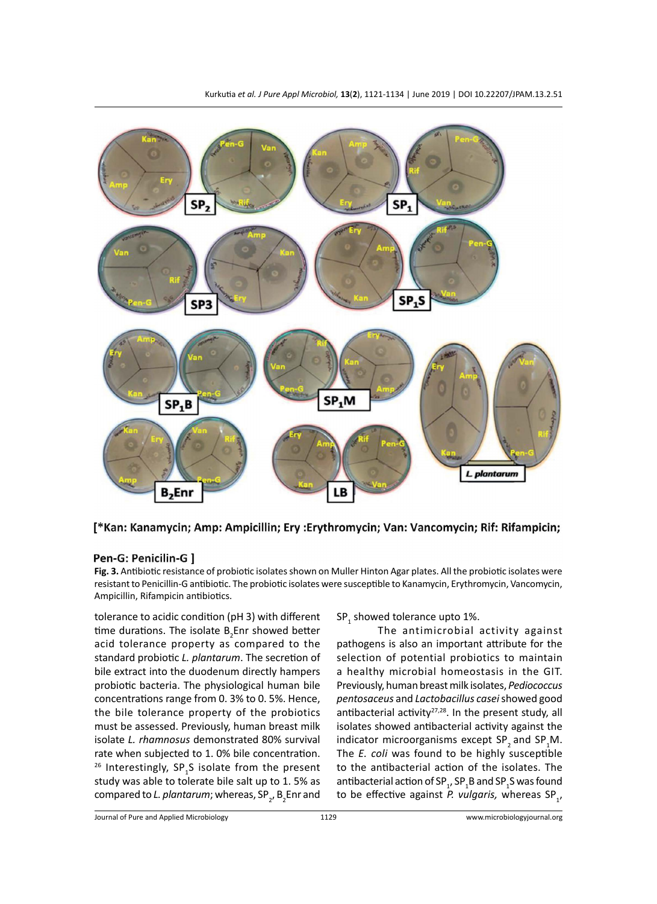**[*Kan: Kanamycin; Amp: Ampicillin; Ery :Erythromycin; Van: Vancomycin; Rif: Rifampicin;**

**Pen-G: Penicilin-G ]**

**Fig. 3.** Antibiotic resistance of probiotic isolates shown on Muller Hinton Agar plates. All the probiotic isolates were resistant to Penicillin-G antibiotic. The probiotic isolates were susceptible to Kanamycin, Erythromycin, Vancomycin, Ampicillin, Rifampicin antibiotics.

tolerance to acidic condition (pH 3) with different time durations. The isolate $B_2$Enr showed better acid tolerance property as compared to the standard probiotic *L. plantarum*. The secretion of bile extract into the duodenum directly hampers probiotic bacteria. The physiological human bile concentrations range from 0. 3% to 0. 5%. Hence, the bile tolerance property of the probiotics must be assessed. Previously, human breast milk isolate *L. rhamnosus* demonstrated 80% survival rate when subjected to 1. 0% bile concentration.[26] Interestingly, $SP_1$S isolate from the present study was able to tolerate bile salt up to 1. 5% as compared to *L. plantarum*; whereas, $SP_2$, $B_2$Enr and $SP_1$ showed tolerance upto 1%.

The antimicrobial activity against pathogens is also an important attribute for the selection of potential probiotics to maintain a healthy microbial homeostasis in the GIT. Previously, human breast milk isolates, *Pediococcus pentosaceus* and *Lactobacillus casei* showed good antibacterial activity[27,28]. In the present study, all isolates showed antibacterial activity against the indicator microorganisms except $SP_2$ and $SP_1$M. The *E. coli* was found to be highly susceptible to the antibacterial action of the isolates. The antibacterial action of $SP_1$, $SP_1$B and $SP_1$S was found to be effective against *P. vulgaris,* whereas $SP_1$,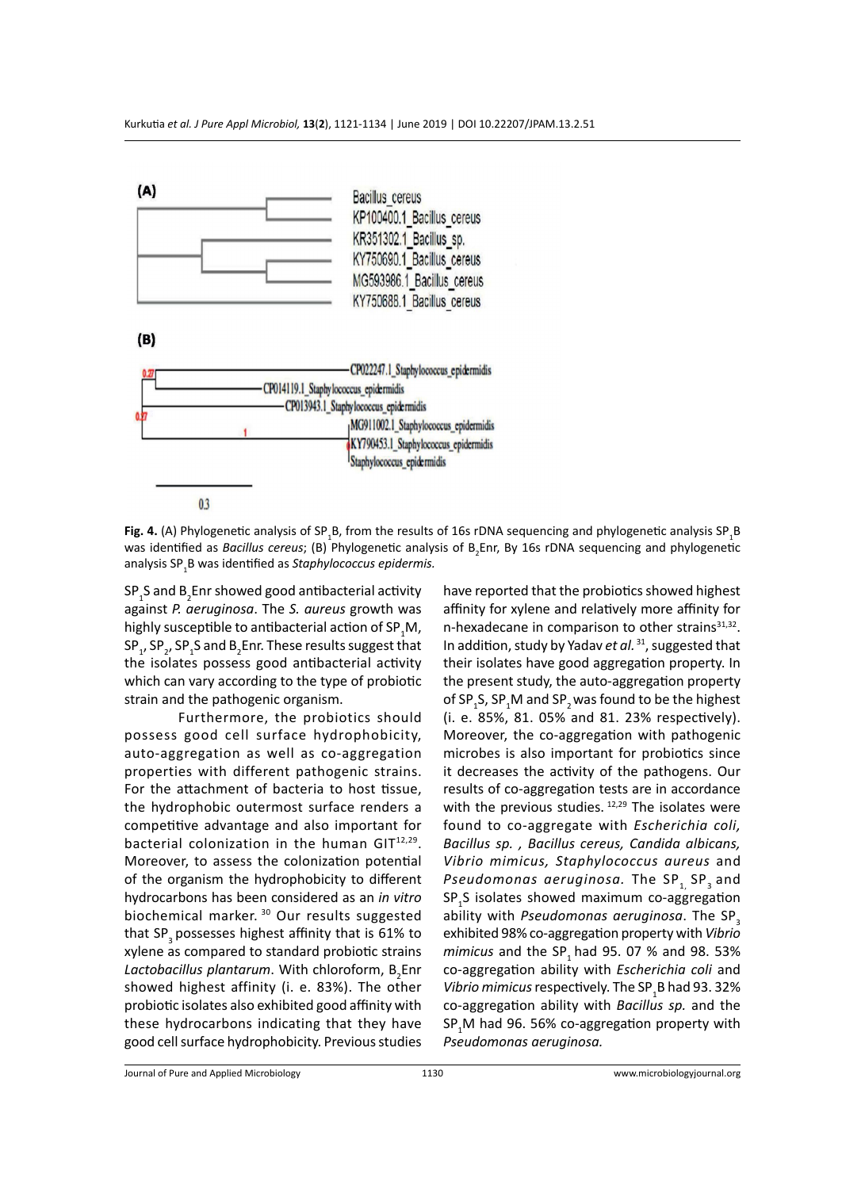(A)

Bacillus_cereus
KP100400.1_Bacillus_cereus
KR351302.1_Bacillus_sp.
KY750690.1_Bacillus_cereus
MG593986.1_Bacillus_cereus
KY750688.1_Bacillus_cereus

(B)

CP022247.1_Staphylococcus_epidermidis
CP014119.1_Staphylococcus_epidermidis
CP013943.1_Staphylococcus_epidermidis
MG911002.1_Staphylococcus_epidermidis
KY790453.1_Staphylococcus_epidermidis
Staphylococcus_epidermidis

0.3

**Fig. 4.** (A) Phylogenetic analysis of $SP_1B$, from the results of 16s rDNA sequencing and phylogenetic analysis $SP_1B$ was identified as *Bacillus cereus*; (B) Phylogenetic analysis of $B_2Enr$, By 16s rDNA sequencing and phylogenetic analysis $SP_1B$ was identified as *Staphylococcus epidermis.*

$SP_1S$ and $B_2Enr$ showed good antibacterial activity against *P. aeruginosa*. The *S. aureus* growth was highly susceptible to antibacterial action of $SP_1M$, $SP_1$, $SP_2$, $SP_1S$ and $B_2Enr$. These results suggest that the isolates possess good antibacterial activity which can vary according to the type of probiotic strain and the pathogenic organism.

Furthermore, the probiotics should possess good cell surface hydrophobicity, auto-aggregation as well as co-aggregation properties with different pathogenic strains. For the attachment of bacteria to host tissue, the hydrophobic outermost surface renders a competitive advantage and also important for bacterial colonization in the human GIT[12,29]. Moreover, to assess the colonization potential of the organism the hydrophobicity to different hydrocarbons has been considered as an *in vitro* biochemical marker. [30] Our results suggested that $SP_3$ possesses highest affinity that is 61% to xylene as compared to standard probiotic strains *Lactobacillus plantarum*. With chloroform, $B_2Enr$ showed highest affinity (i. e. 83%). The other probiotic isolates also exhibited good affinity with these hydrocarbons indicating that they have good cell surface hydrophobicity. Previous studies have reported that the probiotics showed highest affinity for xylene and relatively more affinity for n-hexadecane in comparison to other strains[31,32]. In addition, study by Yadav *et al.* [31], suggested that their isolates have good aggregation property. In the present study, the auto-aggregation property of $SP_1S$, $SP_1M$ and $SP_2$ was found to be the highest (i. e. 85%, 81. 05% and 81. 23% respectively). Moreover, the co-aggregation with pathogenic microbes is also important for probiotics since it decreases the activity of the pathogens. Our results of co-aggregation tests are in accordance with the previous studies. [12,29] The isolates were found to co-aggregate with *Escherichia coli, Bacillus sp. , Bacillus cereus, Candida albicans, Vibrio mimicus, Staphylococcus aureus* and *Pseudomonas aeruginosa.* The $SP_1$, $SP_3$ and $SP_1S$ isolates showed maximum co-aggregation ability with *Pseudomonas aeruginosa*. The $SP_3$ exhibited 98% co-aggregation property with *Vibrio mimicus* and the $SP_1$ had 95. 07 % and 98. 53% co-aggregation ability with *Escherichia coli* and *Vibrio mimicus* respectively. The $SP_1B$ had 93. 32% co-aggregation ability with *Bacillus sp.* and the $SP_1M$ had 96. 56% co-aggregation property with *Pseudomonas aeruginosa.*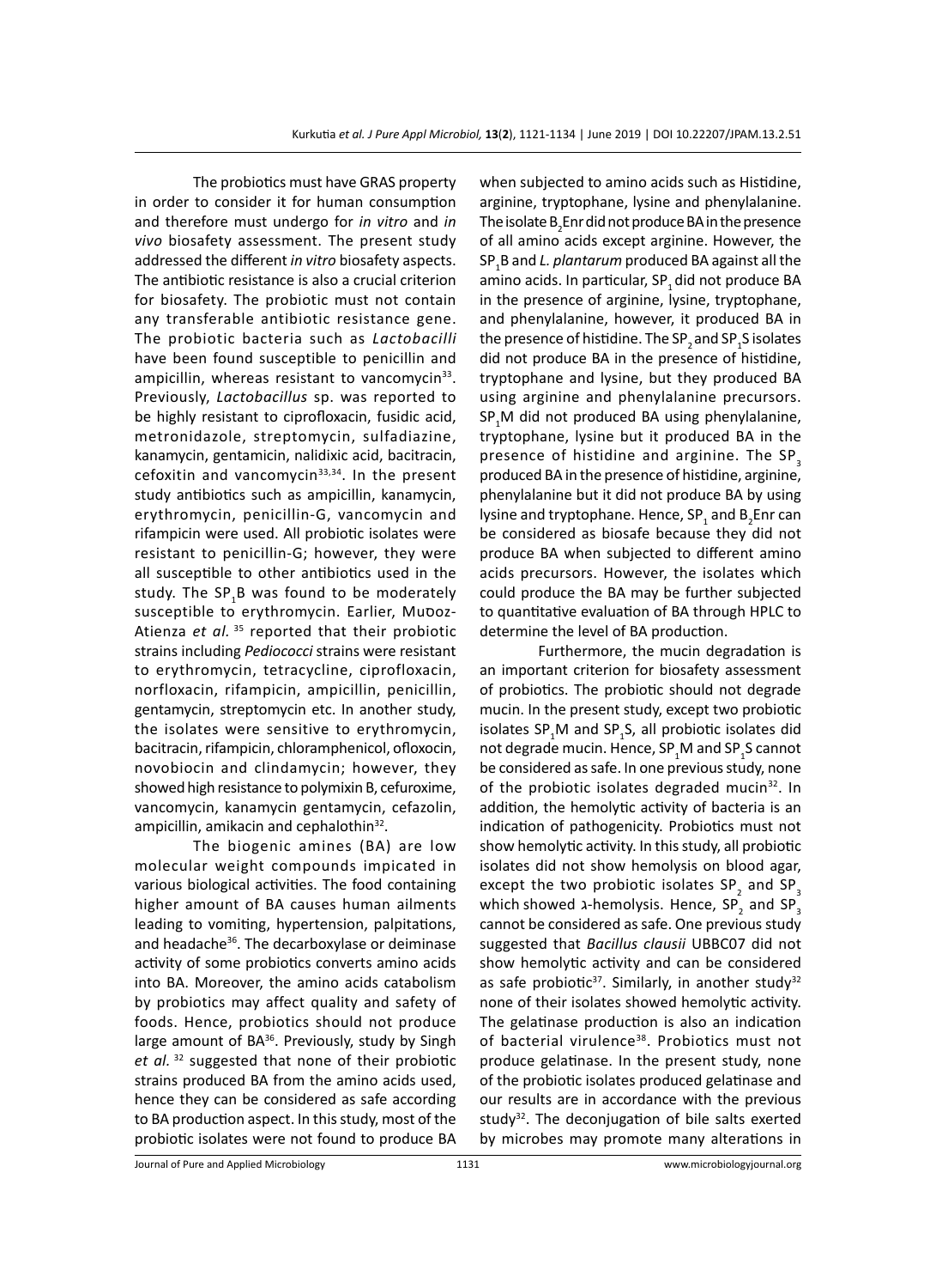The probiotics must have GRAS property in order to consider it for human consumption and therefore must undergo for *in vitro* and *in vivo* biosafety assessment. The present study addressed the different *in vitro* biosafety aspects. The antibiotic resistance is also a crucial criterion for biosafety. The probiotic must not contain any transferable antibiotic resistance gene. The probiotic bacteria such as *Lactobacilli* have been found susceptible to penicillin and ampicillin, whereas resistant to vancomycin[33]. Previously, *Lactobacillus* sp. was reported to be highly resistant to ciprofloxacin, fusidic acid, metronidazole, streptomycin, sulfadiazine, kanamycin, gentamicin, nalidixic acid, bacitracin, cefoxitin and vancomycin[33,34]. In the present study antibiotics such as ampicillin, kanamycin, erythromycin, penicillin-G, vancomycin and rifampicin were used. All probiotic isolates were resistant to penicillin-G; however, they were all susceptible to other antibiotics used in the study. The $SP_1B$ was found to be moderately susceptible to erythromycin. Earlier, Muѻoz-Atienza *et al.* [35] reported that their probiotic strains including *Pediococci* strains were resistant to erythromycin, tetracycline, ciprofloxacin, norfloxacin, rifampicin, ampicillin, penicillin, gentamycin, streptomycin etc. In another study, the isolates were sensitive to erythromycin, bacitracin, rifampicin, chloramphenicol, ofloxocin, novobiocin and clindamycin; however, they showed high resistance to polymixin B, cefuroxime, vancomycin, kanamycin gentamycin, cefazolin, ampicillin, amikacin and cephalothin[32].

The biogenic amines (BA) are low molecular weight compounds impicated in various biological activities. The food containing higher amount of BA causes human ailments leading to vomiting, hypertension, palpitations, and headache[36]. The decarboxylase or deiminase activity of some probiotics converts amino acids into BA. Moreover, the amino acids catabolism by probiotics may affect quality and safety of foods. Hence, probiotics should not produce large amount of BA[36]. Previously, study by Singh *et al.* [32] suggested that none of their probiotic strains produced BA from the amino acids used, hence they can be considered as safe according to BA production aspect. In this study, most of the probiotic isolates were not found to produce BA when subjected to amino acids such as Histidine, arginine, tryptophane, lysine and phenylalanine. The isolate $B_2$Enr did not produce BA in the presence of all amino acids except arginine. However, the $SP_1B$ and *L. plantarum* produced BA against all the amino acids. In particular, $SP_1$ did not produce BA in the presence of arginine, lysine, tryptophane, and phenylalanine, however, it produced BA in the presence of histidine. The $SP_2$ and $SP_1S$ isolates did not produce BA in the presence of histidine, tryptophane and lysine, but they produced BA using arginine and phenylalanine precursors. $SP_1M$ did not produced BA using phenylalanine, tryptophane, lysine but it produced BA in the presence of histidine and arginine. The $SP_3$ produced BA in the presence of histidine, arginine, phenylalanine but it did not produce BA by using lysine and tryptophane. Hence, $SP_1$ and $B_2$Enr can be considered as biosafe because they did not produce BA when subjected to different amino acids precursors. However, the isolates which could produce the BA may be further subjected to quantitative evaluation of BA through HPLC to determine the level of BA production.

Furthermore, the mucin degradation is an important criterion for biosafety assessment of probiotics. The probiotic should not degrade mucin. In the present study, except two probiotic isolates $SP_1M$ and $SP_1S$, all probiotic isolates did not degrade mucin. Hence, $SP_1M$ and $SP_1S$ cannot be considered as safe. In one previous study, none of the probiotic isolates degraded mucin[32]. In addition, the hemolytic activity of bacteria is an indication of pathogenicity. Probiotics must not show hemolytic activity. In this study, all probiotic isolates did not show hemolysis on blood agar, except the two probiotic isolates $SP_2$ and $SP_3$ which showed λ-hemolysis. Hence, $SP_2$ and $SP_3$ cannot be considered as safe. One previous study suggested that *Bacillus clausii* UBBC07 did not show hemolytic activity and can be considered as safe probiotic[37]. Similarly, in another study[32] none of their isolates showed hemolytic activity. The gelatinase production is also an indication of bacterial virulence[38]. Probiotics must not produce gelatinase. In the present study, none of the probiotic isolates produced gelatinase and our results are in accordance with the previous study[32]. The deconjugation of bile salts exerted by microbes may promote many alterations in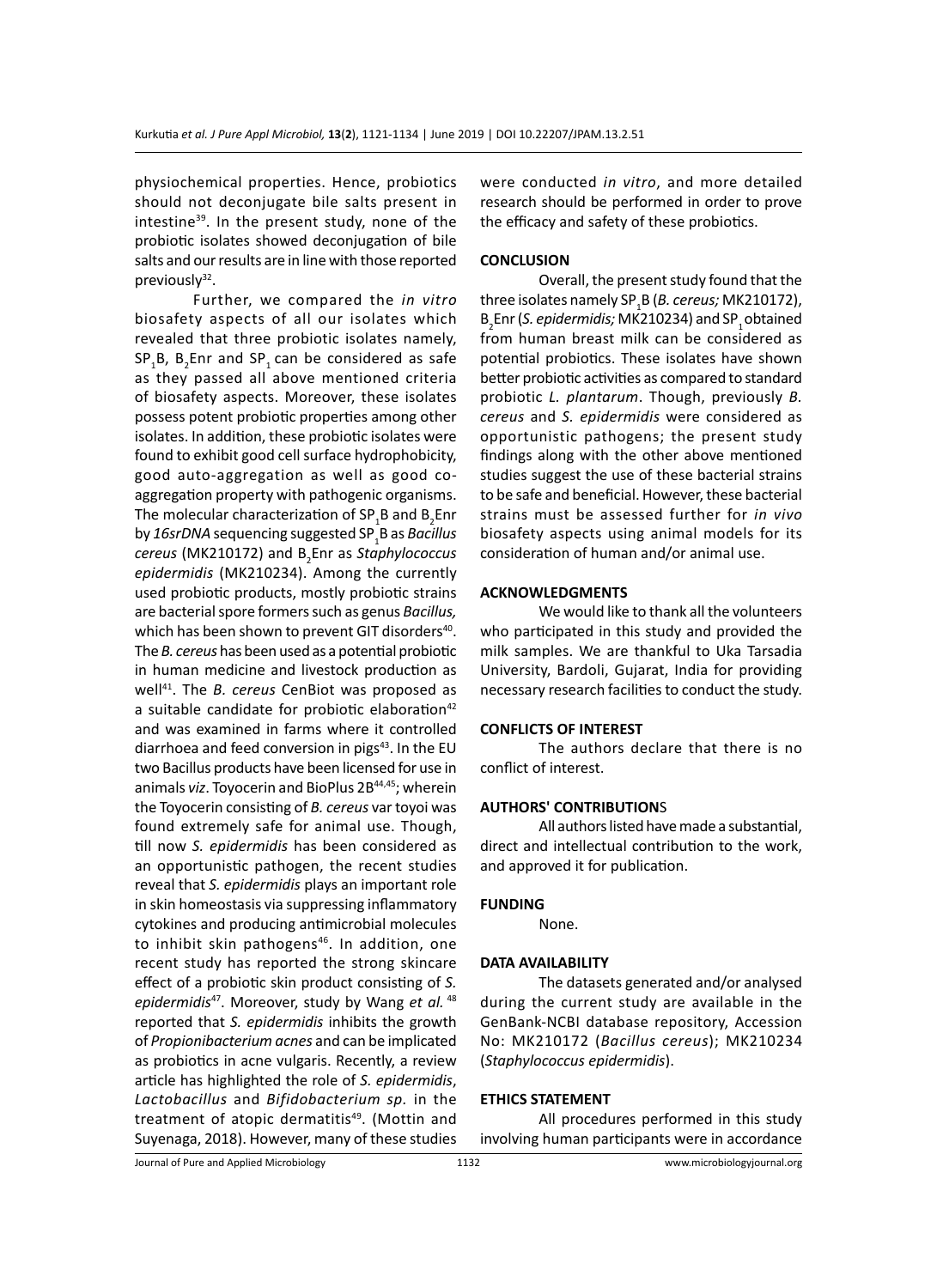physiochemical properties. Hence, probiotics should not deconjugate bile salts present in intestine[39]. In the present study, none of the probiotic isolates showed deconjugation of bile salts and our results are in line with those reported previously[32].

Further, we compared the *in vitro* biosafety aspects of all our isolates which revealed that three probiotic isolates namely, $SP_1B$, $B_2Enr$ and $SP_1$ can be considered as safe as they passed all above mentioned criteria of biosafety aspects. Moreover, these isolates possess potent probiotic properties among other isolates. In addition, these probiotic isolates were found to exhibit good cell surface hydrophobicity, good auto-aggregation as well as good co-aggregation property with pathogenic organisms. The molecular characterization of $SP_1B$ and $B_2Enr$ by *16srDNA* sequencing suggested $SP_1B$ as *Bacillus cereus* (MK210172) and $B_2Enr$ as *Staphylococcus epidermidis* (MK210234). Among the currently used probiotic products, mostly probiotic strains are bacterial spore formers such as genus *Bacillus,* which has been shown to prevent GIT disorders[40]. The *B. cereus* has been used as a potential probiotic in human medicine and livestock production as well[41]. The *B. cereus* CenBiot was proposed as a suitable candidate for probiotic elaboration[42] and was examined in farms where it controlled diarrhoea and feed conversion in pigs[43]. In the EU two Bacillus products have been licensed for use in animals *viz*. Toyocerin and BioPlus 2B[44,45]; wherein the Toyocerin consisting of *B. cereus* var toyoi was found extremely safe for animal use. Though, till now *S. epidermidis* has been considered as an opportunistic pathogen, the recent studies reveal that *S. epidermidis* plays an important role in skin homeostasis via suppressing inflammatory cytokines and producing antimicrobial molecules to inhibit skin pathogens[46]. In addition, one recent study has reported the strong skincare effect of a probiotic skin product consisting of *S. epidermidis*[47]. Moreover, study by Wang *et al.*[48] reported that *S. epidermidis* inhibits the growth of *Propionibacterium acnes* and can be implicated as probiotics in acne vulgaris. Recently, a review article has highlighted the role of *S. epidermidis*, *Lactobacillus* and *Bifidobacterium sp.* in the treatment of atopic dermatitis[49]. (Mottin and Suyenaga, 2018). However, many of these studies were conducted *in vitro*, and more detailed research should be performed in order to prove the efficacy and safety of these probiotics.

## CONCLUSION

Overall, the present study found that the three isolates namely $SP_1B$ (*B. cereus;* MK210172), $B_2Enr$ (*S. epidermidis;* MK210234) and $SP_1$ obtained from human breast milk can be considered as potential probiotics. These isolates have shown better probiotic activities as compared to standard probiotic *L. plantarum*. Though, previously *B. cereus* and *S. epidermidis* were considered as opportunistic pathogens; the present study findings along with the other above mentioned studies suggest the use of these bacterial strains to be safe and beneficial. However, these bacterial strains must be assessed further for *in vivo* biosafety aspects using animal models for its consideration of human and/or animal use.

## ACKNOWLEDGMENTS

We would like to thank all the volunteers who participated in this study and provided the milk samples. We are thankful to Uka Tarsadia University, Bardoli, Gujarat, India for providing necessary research facilities to conduct the study.

## CONFLICTS OF INTEREST

The authors declare that there is no conflict of interest.

## AUTHORS' CONTRIBUTIONS

All authors listed have made a substantial, direct and intellectual contribution to the work, and approved it for publication.

## FUNDING

None.

## DATA AVAILABILITY

The datasets generated and/or analysed during the current study are available in the GenBank-NCBI database repository, Accession No: MK210172 (*Bacillus cereus*); MK210234 (*Staphylococcus epidermidis*).

## ETHICS STATEMENT

All procedures performed in this study involving human participants were in accordance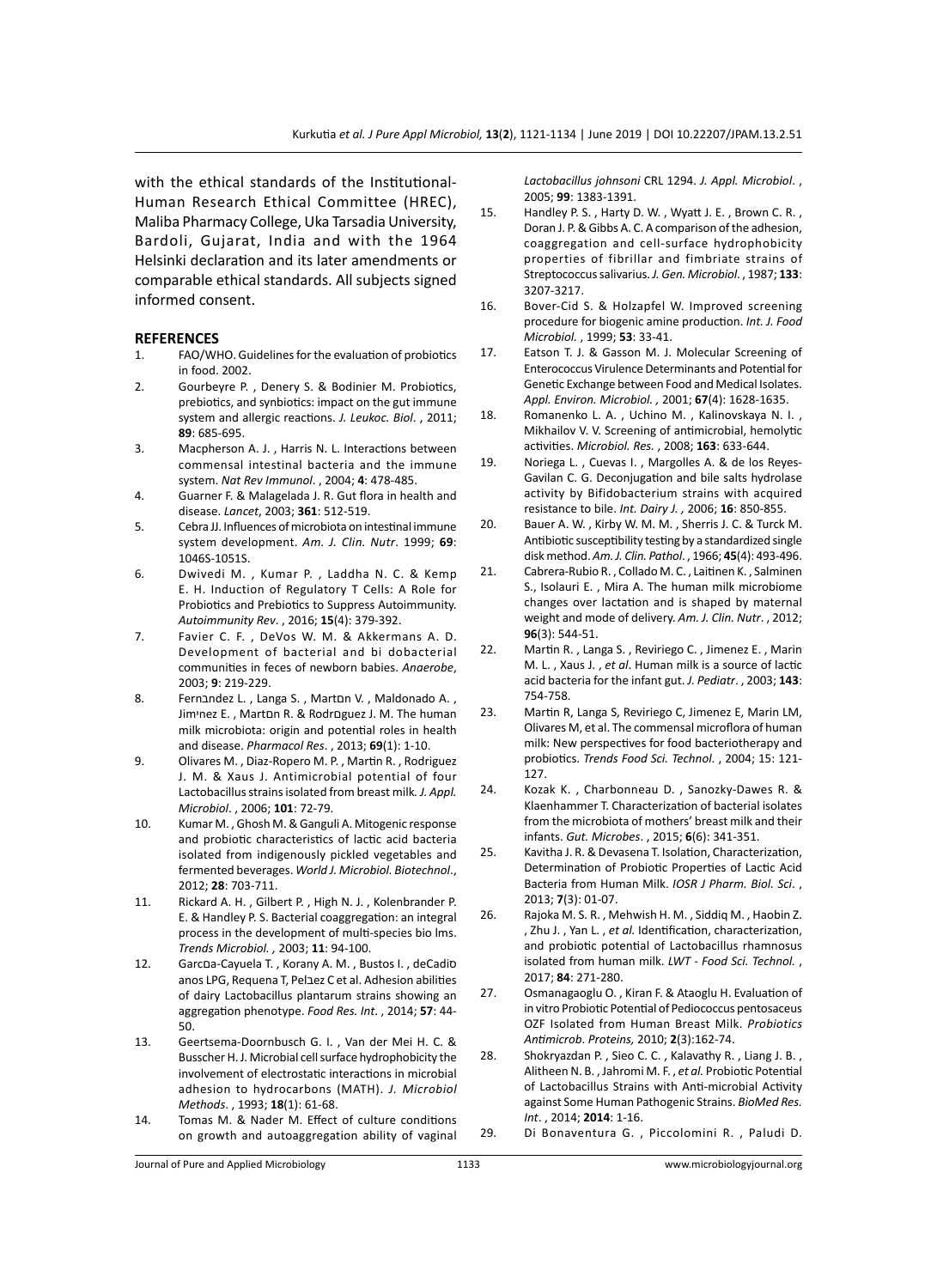with the ethical standards of the Institutional-Human Research Ethical Committee (HREC), Maliba Pharmacy College, Uka Tarsadia University, Bardoli, Gujarat, India and with the 1964 Helsinki declaration and its later amendments or comparable ethical standards. All subjects signed informed consent.

## REFERENCES

1. FAO/WHO. Guidelines for the evaluation of probiotics in food. 2002.
2. Gourbeyre P. , Denery S. & Bodinier M. Probiotics, prebiotics, and synbiotics: impact on the gut immune system and allergic reactions. *J. Leukoc. Biol*. , 2011; **89**: 685-695.
3. Macpherson A. J. , Harris N. L. Interactions between commensal intestinal bacteria and the immune system. *Nat Rev Immunol*. , 2004; **4**: 478-485.
4. Guarner F. & Malagelada J. R. Gut flora in health and disease. *Lancet*, 2003; **361**: 512-519.
5. Cebra JJ. Influences of microbiota on intestinal immune system development. *Am. J. Clin. Nutr*. 1999; **69**: 1046S-1051S.
6. Dwivedi M. , Kumar P. , Laddha N. C. & Kemp E. H. Induction of Regulatory T Cells: A Role for Probiotics and Prebiotics to Suppress Autoimmunity. *Autoimmunity Rev*. , 2016; **15**(4): 379-392.
7. Favier C. F. , DeVos W. M. & Akkermans A. D. Development of bacterial and bi dobacterial communities in feces of newborn babies. *Anaerobe*, 2003; **9**: 219-229.
8. Fernɔndez L. , Langa S. , Martɒn V. , Maldonado A. , Jimɪnez E. , Martɒn R. & Rodrɒguez J. M. The human milk microbiota: origin and potential roles in health and disease. *Pharmacol Res*. , 2013; **69**(1): 1-10.
9. Olivares M. , Diaz-Ropero M. P. , Martin R. , Rodriguez J. M. & Xaus J. Antimicrobial potential of four Lactobacillus strains isolated from breast milk. *J. Appl. Microbiol*. , 2006; **101**: 72-79.
10. Kumar M. , Ghosh M. & Ganguli A. Mitogenic response and probiotic characteristics of lactic acid bacteria isolated from indigenously pickled vegetables and fermented beverages. *World J. Microbiol. Biotechnol*., 2012; **28**: 703-711.
11. Rickard A. H. , Gilbert P. , High N. J. , Kolenbrander P. E. & Handley P. S. Bacterial coaggregation: an integral process in the development of multi-species bio lms. *Trends Microbiol. ,* 2003; **11**: 94-100.
12. Garcɒa-Cayuela T. , Korany A. M. , Bustos I. , deCadiɒ anos LPG, Requena T, Pelɔez C et al. Adhesion abilities of dairy Lactobacillus plantarum strains showing an aggregation phenotype. *Food Res. Int*. , 2014; **57**: 44-50.
13. Geertsema-Doornbusch G. I. , Van der Mei H. C. & Busscher H. J. Microbial cell surface hydrophobicity the involvement of electrostatic interactions in microbial adhesion to hydrocarbons (MATH). *J. Microbiol Methods*. , 1993; **18**(1): 61-68.
14. Tomas M. & Nader M. Effect of culture conditions on growth and autoaggregation ability of vaginal *Lactobacillus johnsoni* CRL 1294. *J. Appl. Microbiol*. , 2005; **99**: 1383-1391.
15. Handley P. S. , Harty D. W. , Wyatt J. E. , Brown C. R. , Doran J. P. & Gibbs A. C. A comparison of the adhesion, coaggregation and cell-surface hydrophobicity properties of fibrillar and fimbriate strains of Streptococcus salivarius. *J. Gen. Microbiol*. , 1987; **133**: 3207-3217.
16. Bover-Cid S. & Holzapfel W. Improved screening procedure for biogenic amine production. *Int. J. Food Microbiol.* , 1999; **53**: 33-41.
17. Eatson T. J. & Gasson M. J. Molecular Screening of Enterococcus Virulence Determinants and Potential for Genetic Exchange between Food and Medical Isolates. *Appl. Environ. Microbiol.* , 2001; **67**(4): 1628-1635.
18. Romanenko L. A. , Uchino M. , Kalinovskaya N. I. , Mikhailov V. V. Screening of antimicrobial, hemolytic activities. *Microbiol. Res.* , 2008; **163**: 633-644.
19. Noriega L. , Cuevas I. , Margolles A. & de los Reyes-Gavilan C. G. Deconjugation and bile salts hydrolase activity by Bifidobacterium strains with acquired resistance to bile. *Int. Dairy J.* , 2006; **16**: 850-855.
20. Bauer A. W. , Kirby W. M. M. , Sherris J. C. & Turck M. Antibiotic susceptibility testing by a standardized single disk method. *Am. J. Clin. Pathol*. , 1966; **45**(4): 493-496.
21. Cabrera-Rubio R. , Collado M. C. , Laitinen K. , Salminen S., Isolauri E. , Mira A. The human milk microbiome changes over lactation and is shaped by maternal weight and mode of delivery. *Am. J. Clin. Nutr*. , 2012; **96**(3): 544-51.
22. Martin R. , Langa S. , Reviriego C. , Jimenez E. , Marin M. L. , Xaus J. , *et al*. Human milk is a source of lactic acid bacteria for the infant gut. *J. Pediatr*. , 2003; **143**: 754-758.
23. Martin R, Langa S, Reviriego C, Jimenez E, Marin LM, Olivares M, et al. The commensal microflora of human milk: New perspectives for food bacteriotherapy and probiotics. *Trends Food Sci. Technol*. , 2004; 15: 121-127.
24. Kozak K. , Charbonneau D. , Sanozky-Dawes R. & Klaenhammer T. Characterization of bacterial isolates from the microbiota of mothers' breast milk and their infants. *Gut. Microbes*. , 2015; **6**(6): 341-351.
25. Kavitha J. R. & Devasena T. Isolation, Characterization, Determination of Probiotic Properties of Lactic Acid Bacteria from Human Milk. *IOSR J Pharm. Biol. Sci*. , 2013; **7**(3): 01-07.
26. Rajoka M. S. R. , Mehwish H. M. , Siddiq M. , Haobin Z. , Zhu J. , Yan L. , *et al.* Identification, characterization, and probiotic potential of Lactobacillus rhamnosus isolated from human milk. *LWT - Food Sci. Technol.* , 2017; **84**: 271-280.
27. Osmanagaoglu O. , Kiran F. & Ataoglu H. Evaluation of in vitro Probiotic Potential of Pediococcus pentosaceus OZF Isolated from Human Breast Milk. *Probiotics Antimicrob. Proteins,* 2010; **2**(3):162-74.
28. Shokryazdan P. , Sieo C. C. , Kalavathy R. , Liang J. B. , Alitheen N. B. , Jahromi M. F. , *et al.* Probiotic Potential of Lactobacillus Strains with Anti-microbial Activity against Some Human Pathogenic Strains. *BioMed Res. Int*. , 2014; **2014**: 1-16.
29. Di Bonaventura G. , Piccolomini R. , Paludi D.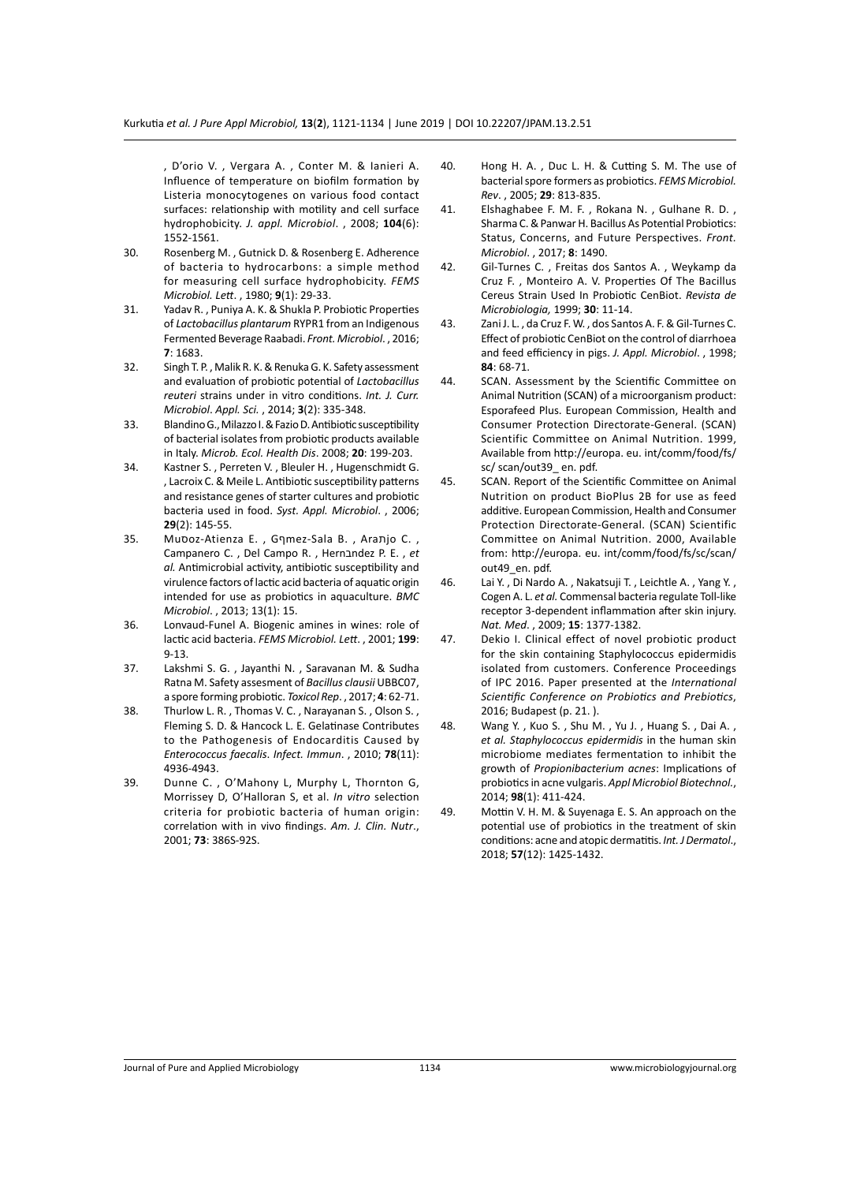, D'orio V. , Vergara A. , Conter M. & Ianieri A. Influence of temperature on biofilm formation by Listeria monocytogenes on various food contact surfaces: relationship with motility and cell surface hydrophobicity. *J. appl. Microbiol*. , 2008; **104**(6): 1552-1561.

30. Rosenberg M. , Gutnick D. & Rosenberg E. Adherence of bacteria to hydrocarbons: a simple method for measuring cell surface hydrophobicity. *FEMS Microbiol. Lett*. , 1980; **9**(1): 29-33.
31. Yadav R. , Puniya A. K. & Shukla P. Probiotic Properties of *Lactobacillus plantarum* RYPR1 from an Indigenous Fermented Beverage Raabadi. *Front. Microbiol*. , 2016; **7**: 1683.
32. Singh T. P. , Malik R. K. & Renuka G. K. Safety assessment and evaluation of probiotic potential of *Lactobacillus reuteri* strains under in vitro conditions. *Int. J. Curr. Microbiol. Appl. Sci.* , 2014; **3**(2): 335-348.
33. Blandino G., Milazzo I. & Fazio D. Antibiotic susceptibility of bacterial isolates from probiotic products available in Italy. *Microb. Ecol. Health Dis*. 2008; **20**: 199-203.
34. Kastner S. , Perreten V. , Bleuler H. , Hugenschmidt G. , Lacroix C. & Meile L. Antibiotic susceptibility patterns and resistance genes of starter cultures and probiotic bacteria used in food. *Syst. Appl. Microbiol*. , 2006; **29**(2): 145-55.
35. Muסoz-Atienza E. , Gףmez-Sala B. , Araתjo C. , Campanero C. , Del Campo R. , Hernבndez P. E. , *et al.* Antimicrobial activity, antibiotic susceptibility and virulence factors of lactic acid bacteria of aquatic origin intended for use as probiotics in aquaculture. *BMC Microbiol*. , 2013; 13(1): 15.
36. Lonvaud-Funel A. Biogenic amines in wines: role of lactic acid bacteria. *FEMS Microbiol. Lett*. , 2001; **199**: 9-13.
37. Lakshmi S. G. , Jayanthi N. , Saravanan M. & Sudha Ratna M. Safety assesment of *Bacillus clausii* UBBC07, a spore forming probiotic. *Toxicol Rep*. , 2017; **4**: 62-71.
38. Thurlow L. R. , Thomas V. C. , Narayanan S. , Olson S. , Fleming S. D. & Hancock L. E. Gelatinase Contributes to the Pathogenesis of Endocarditis Caused by *Enterococcus faecalis*. *Infect. Immun*. , 2010; **78**(11): 4936-4943.
39. Dunne C. , O'Mahony L, Murphy L, Thornton G, Morrissey D, O'Halloran S, et al. *In vitro* selection criteria for probiotic bacteria of human origin: correlation with in vivo findings. *Am. J. Clin. Nutr*., 2001; **73**: 386S-92S.
40. Hong H. A. , Duc L. H. & Cutting S. M. The use of bacterial spore formers as probiotics. *FEMS Microbiol. Rev*. , 2005; **29**: 813-835.
41. Elshaghabee F. M. F. , Rokana N. , Gulhane R. D. , Sharma C. & Panwar H. Bacillus As Potential Probiotics: Status, Concerns, and Future Perspectives. *Front. Microbiol*. , 2017; **8**: 1490.
42. Gil-Turnes C. , Freitas dos Santos A. , Weykamp da Cruz F. , Monteiro A. V. Properties Of The Bacillus Cereus Strain Used In Probiotic CenBiot. *Revista de Microbiologia,* 1999; **30**: 11-14.
43. Zani J. L. , da Cruz F. W. , dos Santos A. F. & Gil-Turnes C. Effect of probiotic CenBiot on the control of diarrhoea and feed efficiency in pigs. *J. Appl. Microbiol*. , 1998; **84**: 68-71.
44. SCAN. Assessment by the Scientific Committee on Animal Nutrition (SCAN) of a microorganism product: Esporafeed Plus. European Commission, Health and Consumer Protection Directorate-General. (SCAN) Scientific Committee on Animal Nutrition. 1999, Available from http://europa. eu. int/comm/food/fs/sc/ scan/out39_ en. pdf.
45. SCAN. Report of the Scientific Committee on Animal Nutrition on product BioPlus 2B for use as feed additive. European Commission, Health and Consumer Protection Directorate-General. (SCAN) Scientific Committee on Animal Nutrition. 2000, Available from: http://europa. eu. int/comm/food/fs/sc/scan/out49_en. pdf.
46. Lai Y. , Di Nardo A. , Nakatsuji T. , Leichtle A. , Yang Y. , Cogen A. L. *et al.* Commensal bacteria regulate Toll-like receptor 3-dependent inflammation after skin injury. *Nat. Med*. , 2009; **15**: 1377-1382.
47. Dekio I. Clinical effect of novel probiotic product for the skin containing Staphylococcus epidermidis isolated from customers. Conference Proceedings of IPC 2016. Paper presented at the *International Scientific Conference on Probiotics and Prebiotics*, 2016; Budapest (p. 21. ).
48. Wang Y. , Kuo S. , Shu M. , Yu J. , Huang S. , Dai A. , *et al. Staphylococcus epidermidis* in the human skin microbiome mediates fermentation to inhibit the growth of *Propionibacterium acnes*: Implications of probiotics in acne vulgaris. *Appl Microbiol Biotechnol.*, 2014; **98**(1): 411-424.
49. Mottin V. H. M. & Suyenaga E. S. An approach on the potential use of probiotics in the treatment of skin conditions: acne and atopic dermatitis. *Int. J Dermatol*., 2018; **57**(12): 1425-1432.